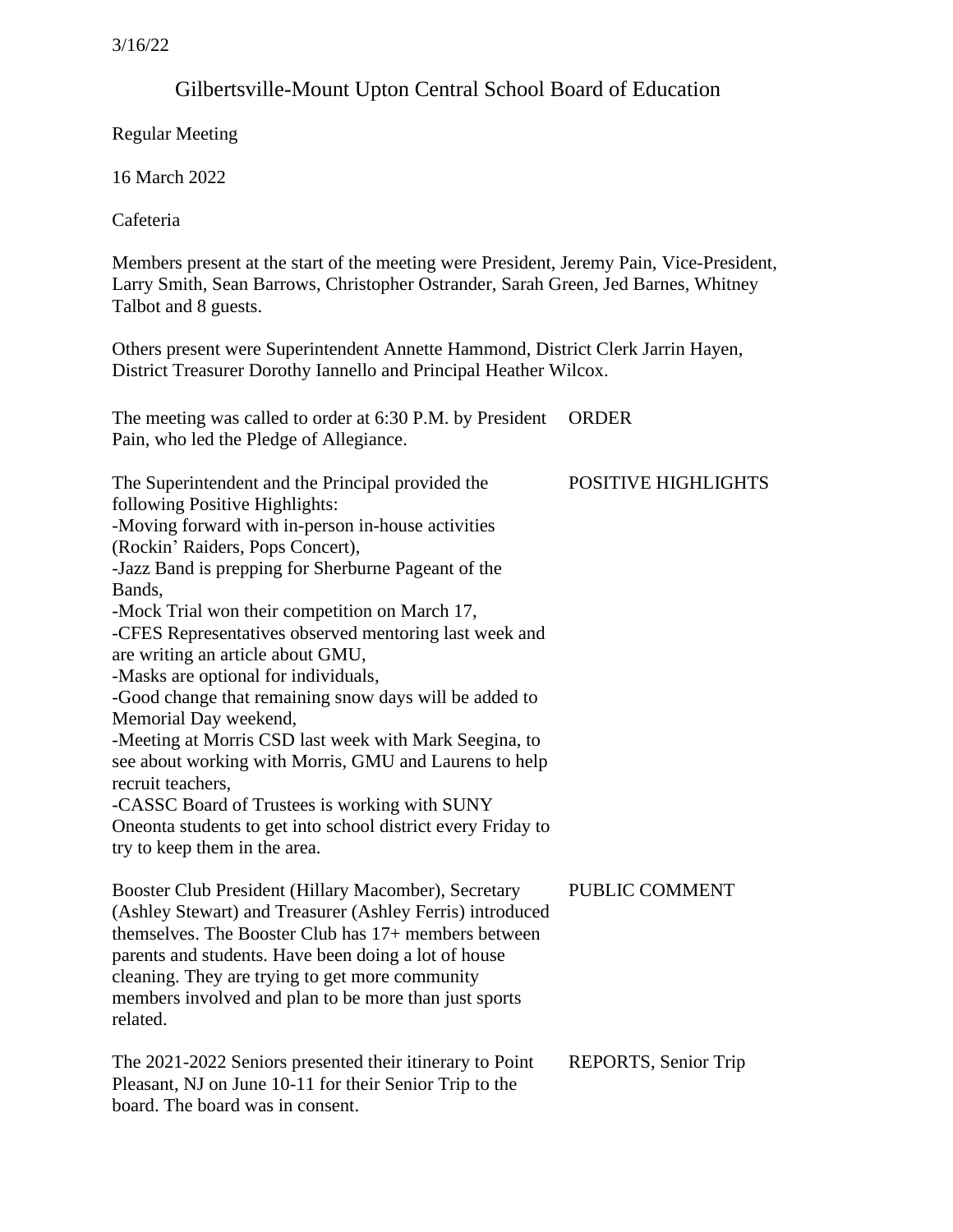3/16/22

# Gilbertsville-Mount Upton Central School Board of Education

Regular Meeting

16 March 2022

Cafeteria

Members present at the start of the meeting were President, Jeremy Pain, Vice-President, Larry Smith, Sean Barrows, Christopher Ostrander, Sarah Green, Jed Barnes, Whitney Talbot and 8 guests.

Others present were Superintendent Annette Hammond, District Clerk Jarrin Hayen, District Treasurer Dorothy Iannello and Principal Heather Wilcox.

**ORDER**

The meeting was called to order at 6:30 P.M. by President Pain, who led the Pledge of Allegiance.

**POSITIVE HIGHLIGHTS**

The Superintendent and the Principal provided the following Positive Highlights:
-Moving forward with in-person in-house activities (Rockin' Raiders, Pops Concert),
-Jazz Band is prepping for Sherburne Pageant of the Bands,
-Mock Trial won their competition on March 17,
-CFES Representatives observed mentoring last week and are writing an article about GMU,
-Masks are optional for individuals,
-Good change that remaining snow days will be added to Memorial Day weekend,
-Meeting at Morris CSD last week with Mark Seegina, to see about working with Morris, GMU and Laurens to help recruit teachers,
-CASSC Board of Trustees is working with SUNY Oneonta students to get into school district every Friday to try to keep them in the area.

**PUBLIC COMMENT**

Booster Club President (Hillary Macomber), Secretary (Ashley Stewart) and Treasurer (Ashley Ferris) introduced themselves. The Booster Club has 17+ members between parents and students. Have been doing a lot of house cleaning. They are trying to get more community members involved and plan to be more than just sports related.

**REPORTS, Senior Trip**

The 2021-2022 Seniors presented their itinerary to Point Pleasant, NJ on June 10-11 for their Senior Trip to the board. The board was in consent.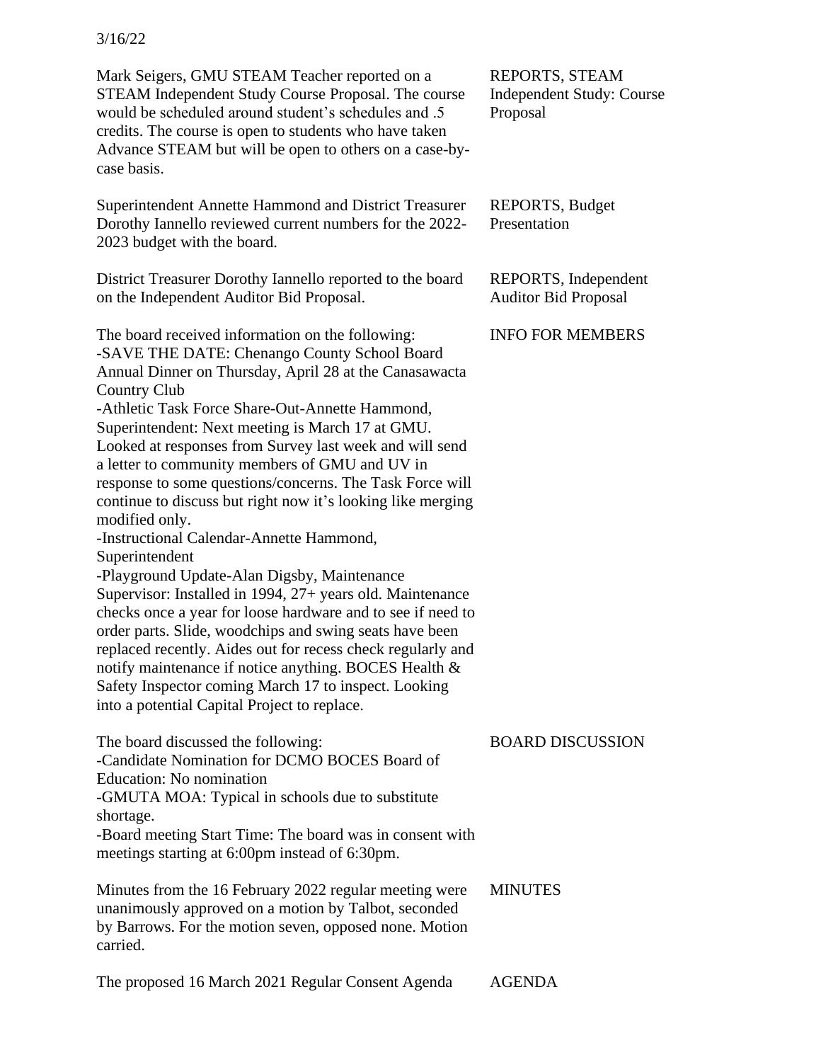3/16/22

| | |
|---|---|
| Mark Seigers, GMU STEAM Teacher reported on a STEAM Independent Study Course Proposal. The course would be scheduled around student's schedules and .5 credits. The course is open to students who have taken Advance STEAM but will be open to others on a case-by-case basis. | REPORTS, STEAM Independent Study: Course Proposal |
| Superintendent Annette Hammond and District Treasurer Dorothy Iannello reviewed current numbers for the 2022-2023 budget with the board. | REPORTS, Budget Presentation |
| District Treasurer Dorothy Iannello reported to the board on the Independent Auditor Bid Proposal. | REPORTS, Independent Auditor Bid Proposal |
| The board received information on the following:<br>-SAVE THE DATE: Chenango County School Board Annual Dinner on Thursday, April 28 at the Canasawacta Country Club<br>-Athletic Task Force Share-Out-Annette Hammond, Superintendent: Next meeting is March 17 at GMU. Looked at responses from Survey last week and will send a letter to community members of GMU and UV in response to some questions/concerns. The Task Force will continue to discuss but right now it's looking like merging modified only.<br>-Instructional Calendar-Annette Hammond, Superintendent<br>-Playground Update-Alan Digsby, Maintenance Supervisor: Installed in 1994, 27+ years old. Maintenance checks once a year for loose hardware and to see if need to order parts. Slide, woodchips and swing seats have been replaced recently. Aides out for recess check regularly and notify maintenance if notice anything. BOCES Health & Safety Inspector coming March 17 to inspect. Looking into a potential Capital Project to replace. | INFO FOR MEMBERS |
| The board discussed the following:<br>-Candidate Nomination for DCMO BOCES Board of Education: No nomination<br>-GMUTA MOA: Typical in schools due to substitute shortage.<br>-Board meeting Start Time: The board was in consent with meetings starting at 6:00pm instead of 6:30pm. | BOARD DISCUSSION |
| Minutes from the 16 February 2022 regular meeting were unanimously approved on a motion by Talbot, seconded by Barrows. For the motion seven, opposed none. Motion carried. | MINUTES |
| The proposed 16 March 2021 Regular Consent Agenda | AGENDA |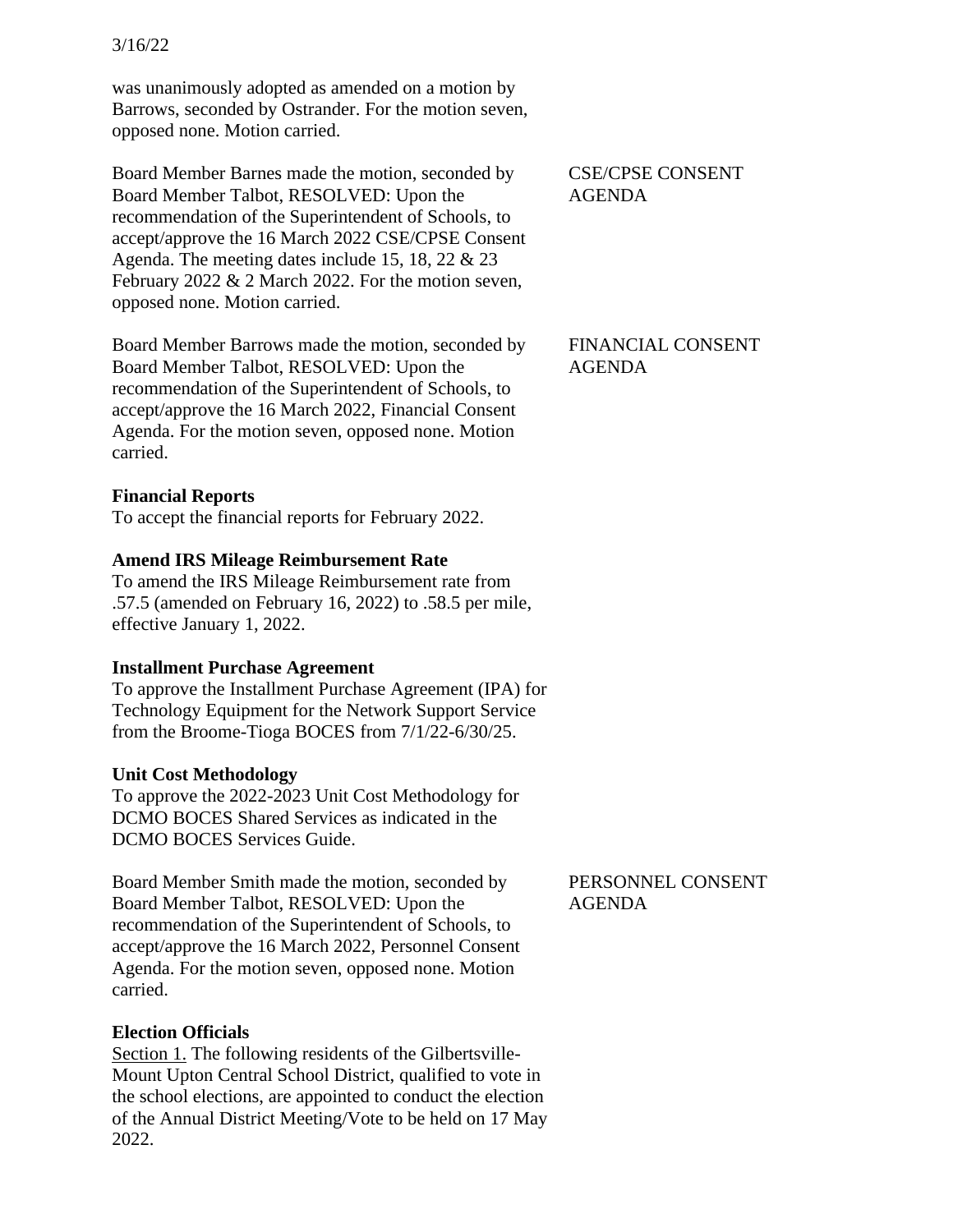was unanimously adopted as amended on a motion by Barrows, seconded by Ostrander. For the motion seven, opposed none. Motion carried.

CSE/CPSE CONSENT AGENDA

Board Member Barnes made the motion, seconded by Board Member Talbot, RESOLVED: Upon the recommendation of the Superintendent of Schools, to accept/approve the 16 March 2022 CSE/CPSE Consent Agenda. The meeting dates include 15, 18, 22 & 23 February 2022 & 2 March 2022. For the motion seven, opposed none. Motion carried.

FINANCIAL CONSENT AGENDA

Board Member Barrows made the motion, seconded by Board Member Talbot, RESOLVED: Upon the recommendation of the Superintendent of Schools, to accept/approve the 16 March 2022, Financial Consent Agenda. For the motion seven, opposed none. Motion carried.

**Financial Reports**
To accept the financial reports for February 2022.

**Amend IRS Mileage Reimbursement Rate**
To amend the IRS Mileage Reimbursement rate from .57.5 (amended on February 16, 2022) to .58.5 per mile, effective January 1, 2022.

**Installment Purchase Agreement**
To approve the Installment Purchase Agreement (IPA) for Technology Equipment for the Network Support Service from the Broome-Tioga BOCES from 7/1/22-6/30/25.

**Unit Cost Methodology**
To approve the 2022-2023 Unit Cost Methodology for DCMO BOCES Shared Services as indicated in the DCMO BOCES Services Guide.

PERSONNEL CONSENT AGENDA

Board Member Smith made the motion, seconded by Board Member Talbot, RESOLVED: Upon the recommendation of the Superintendent of Schools, to accept/approve the 16 March 2022, Personnel Consent Agenda. For the motion seven, opposed none. Motion carried.

**Election Officials**
Section 1. The following residents of the Gilbertsville-Mount Upton Central School District, qualified to vote in the school elections, are appointed to conduct the election of the Annual District Meeting/Vote to be held on 17 May 2022.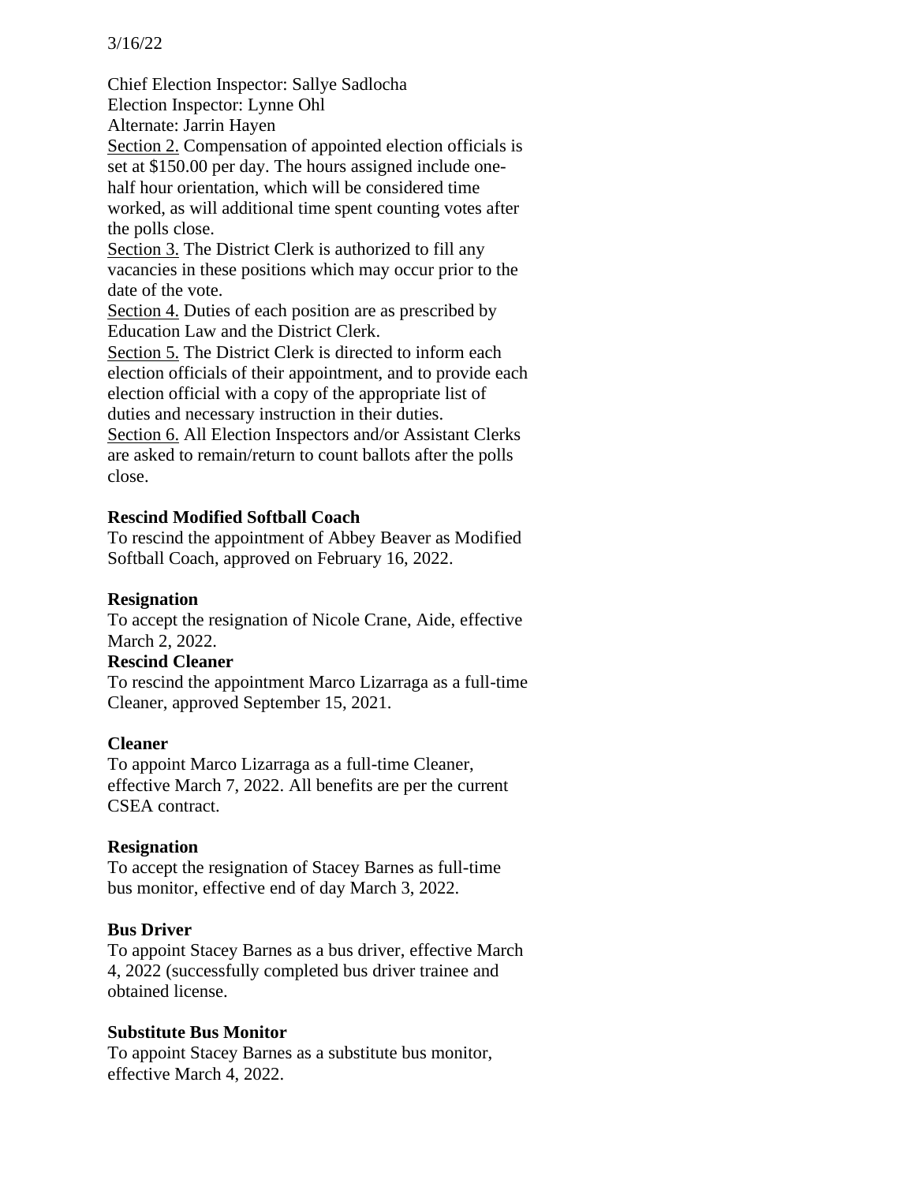3/16/22

Chief Election Inspector: Sallye Sadlocha
Election Inspector: Lynne Ohl
Alternate: Jarrin Hayen

Section 2. Compensation of appointed election officials is set at $150.00 per day. The hours assigned include one-half hour orientation, which will be considered time worked, as will additional time spent counting votes after the polls close.

Section 3. The District Clerk is authorized to fill any vacancies in these positions which may occur prior to the date of the vote.

Section 4. Duties of each position are as prescribed by Education Law and the District Clerk.

Section 5. The District Clerk is directed to inform each election officials of their appointment, and to provide each election official with a copy of the appropriate list of duties and necessary instruction in their duties.

Section 6. All Election Inspectors and/or Assistant Clerks are asked to remain/return to count ballots after the polls close.

**Rescind Modified Softball Coach**

To rescind the appointment of Abbey Beaver as Modified Softball Coach, approved on February 16, 2022.

**Resignation**

To accept the resignation of Nicole Crane, Aide, effective March 2, 2022.

**Rescind Cleaner**

To rescind the appointment Marco Lizarraga as a full-time Cleaner, approved September 15, 2021.

**Cleaner**

To appoint Marco Lizarraga as a full-time Cleaner, effective March 7, 2022. All benefits are per the current CSEA contract.

**Resignation**

To accept the resignation of Stacey Barnes as full-time bus monitor, effective end of day March 3, 2022.

**Bus Driver**

To appoint Stacey Barnes as a bus driver, effective March 4, 2022 (successfully completed bus driver trainee and obtained license.

**Substitute Bus Monitor**

To appoint Stacey Barnes as a substitute bus monitor, effective March 4, 2022.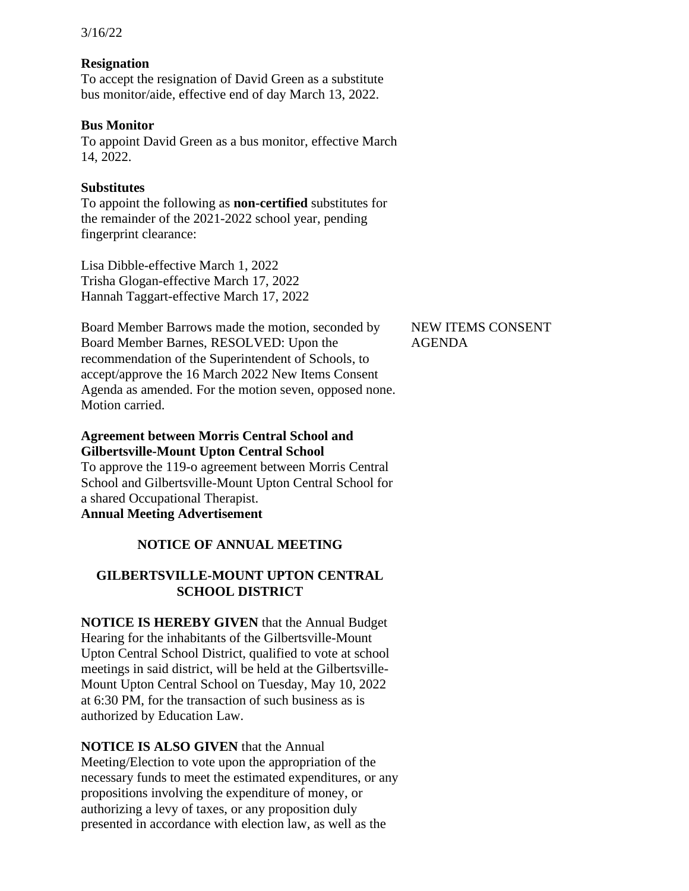3/16/22

**Resignation**
To accept the resignation of David Green as a substitute bus monitor/aide, effective end of day March 13, 2022.

**Bus Monitor**
To appoint David Green as a bus monitor, effective March 14, 2022.

**Substitutes**
To appoint the following as **non-certified** substitutes for the remainder of the 2021-2022 school year, pending fingerprint clearance:

Lisa Dibble-effective March 1, 2022
Trisha Glogan-effective March 17, 2022
Hannah Taggart-effective March 17, 2022

NEW ITEMS CONSENT AGENDA

Board Member Barrows made the motion, seconded by Board Member Barnes, RESOLVED: Upon the recommendation of the Superintendent of Schools, to accept/approve the 16 March 2022 New Items Consent Agenda as amended. For the motion seven, opposed none. Motion carried.

**Agreement between Morris Central School and Gilbertsville-Mount Upton Central School**
To approve the 119-o agreement between Morris Central School and Gilbertsville-Mount Upton Central School for a shared Occupational Therapist.
**Annual Meeting Advertisement**

**NOTICE OF ANNUAL MEETING**

**GILBERTSVILLE-MOUNT UPTON CENTRAL SCHOOL DISTRICT**

**NOTICE IS HEREBY GIVEN** that the Annual Budget Hearing for the inhabitants of the Gilbertsville-Mount Upton Central School District, qualified to vote at school meetings in said district, will be held at the Gilbertsville-Mount Upton Central School on Tuesday, May 10, 2022 at 6:30 PM, for the transaction of such business as is authorized by Education Law.

**NOTICE IS ALSO GIVEN** that the Annual Meeting/Election to vote upon the appropriation of the necessary funds to meet the estimated expenditures, or any propositions involving the expenditure of money, or authorizing a levy of taxes, or any proposition duly presented in accordance with election law, as well as the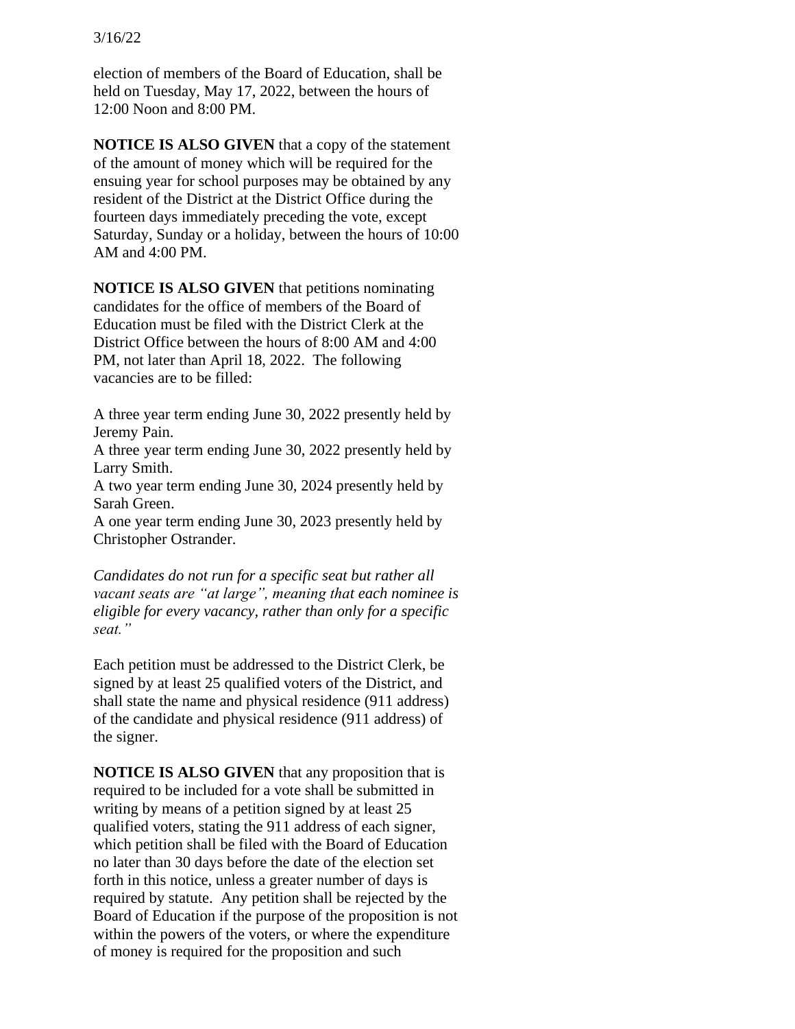election of members of the Board of Education, shall be held on Tuesday, May 17, 2022, between the hours of 12:00 Noon and 8:00 PM.

**NOTICE IS ALSO GIVEN** that a copy of the statement of the amount of money which will be required for the ensuing year for school purposes may be obtained by any resident of the District at the District Office during the fourteen days immediately preceding the vote, except Saturday, Sunday or a holiday, between the hours of 10:00 AM and 4:00 PM.

**NOTICE IS ALSO GIVEN** that petitions nominating candidates for the office of members of the Board of Education must be filed with the District Clerk at the District Office between the hours of 8:00 AM and 4:00 PM, not later than April 18, 2022. The following vacancies are to be filled:

A three year term ending June 30, 2022 presently held by Jeremy Pain.
A three year term ending June 30, 2022 presently held by Larry Smith.
A two year term ending June 30, 2024 presently held by Sarah Green.
A one year term ending June 30, 2023 presently held by Christopher Ostrander.

*Candidates do not run for a specific seat but rather all vacant seats are "at large", meaning that each nominee is eligible for every vacancy, rather than only for a specific seat."*

Each petition must be addressed to the District Clerk, be signed by at least 25 qualified voters of the District, and shall state the name and physical residence (911 address) of the candidate and physical residence (911 address) of the signer.

**NOTICE IS ALSO GIVEN** that any proposition that is required to be included for a vote shall be submitted in writing by means of a petition signed by at least 25 qualified voters, stating the 911 address of each signer, which petition shall be filed with the Board of Education no later than 30 days before the date of the election set forth in this notice, unless a greater number of days is required by statute. Any petition shall be rejected by the Board of Education if the purpose of the proposition is not within the powers of the voters, or where the expenditure of money is required for the proposition and such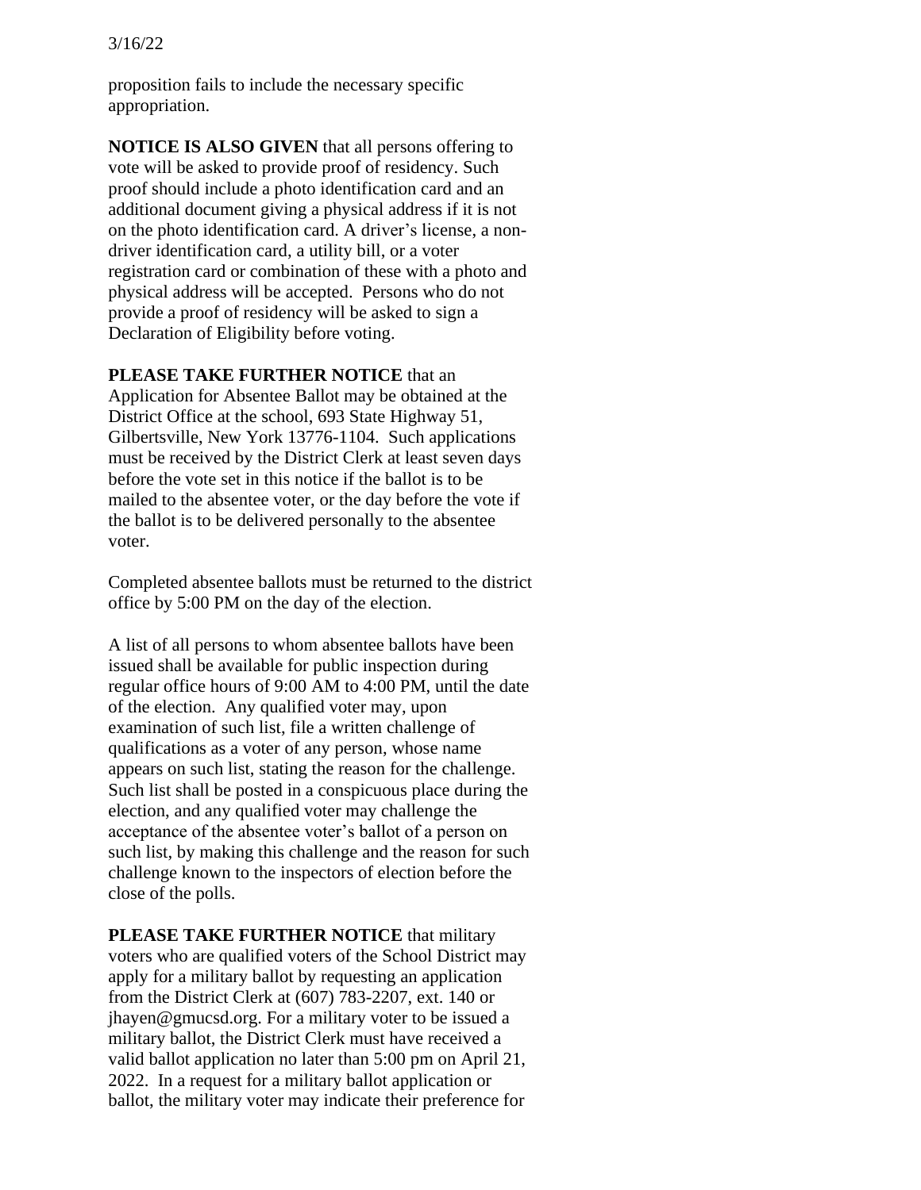proposition fails to include the necessary specific appropriation.

**NOTICE IS ALSO GIVEN** that all persons offering to vote will be asked to provide proof of residency. Such proof should include a photo identification card and an additional document giving a physical address if it is not on the photo identification card. A driver's license, a non-driver identification card, a utility bill, or a voter registration card or combination of these with a photo and physical address will be accepted. Persons who do not provide a proof of residency will be asked to sign a Declaration of Eligibility before voting.

**PLEASE TAKE FURTHER NOTICE** that an Application for Absentee Ballot may be obtained at the District Office at the school, 693 State Highway 51, Gilbertsville, New York 13776-1104. Such applications must be received by the District Clerk at least seven days before the vote set in this notice if the ballot is to be mailed to the absentee voter, or the day before the vote if the ballot is to be delivered personally to the absentee voter.

Completed absentee ballots must be returned to the district office by 5:00 PM on the day of the election.

A list of all persons to whom absentee ballots have been issued shall be available for public inspection during regular office hours of 9:00 AM to 4:00 PM, until the date of the election. Any qualified voter may, upon examination of such list, file a written challenge of qualifications as a voter of any person, whose name appears on such list, stating the reason for the challenge. Such list shall be posted in a conspicuous place during the election, and any qualified voter may challenge the acceptance of the absentee voter's ballot of a person on such list, by making this challenge and the reason for such challenge known to the inspectors of election before the close of the polls.

**PLEASE TAKE FURTHER NOTICE** that military voters who are qualified voters of the School District may apply for a military ballot by requesting an application from the District Clerk at (607) 783-2207, ext. 140 or jhayen@gmucsd.org. For a military voter to be issued a military ballot, the District Clerk must have received a valid ballot application no later than 5:00 pm on April 21, 2022. In a request for a military ballot application or ballot, the military voter may indicate their preference for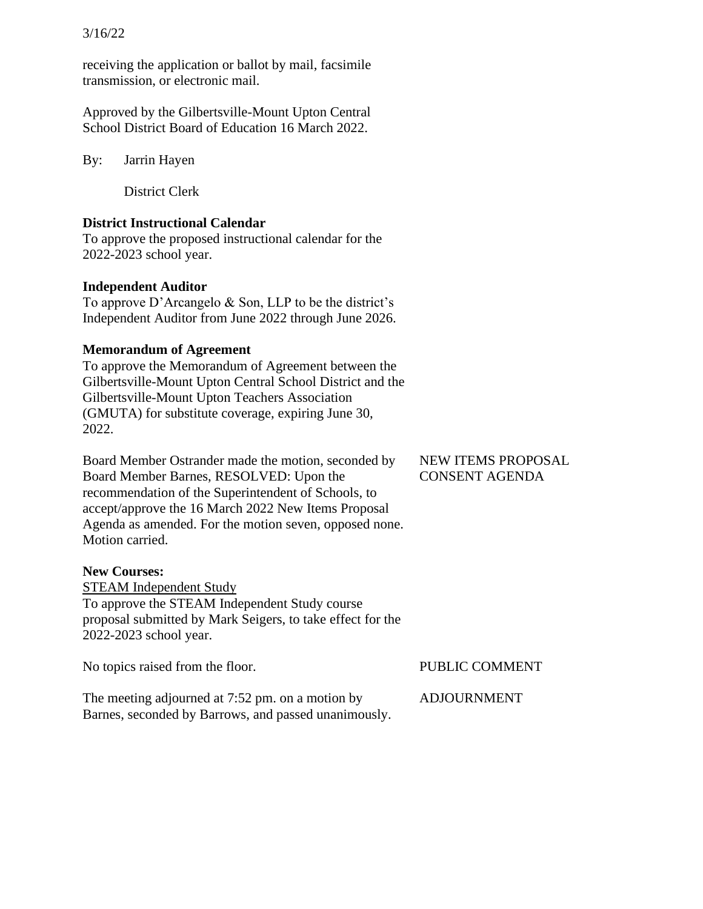receiving the application or ballot by mail, facsimile transmission, or electronic mail.

Approved by the Gilbertsville-Mount Upton Central School District Board of Education 16 March 2022.

By: Jarrin Hayen

District Clerk

**District Instructional Calendar**
To approve the proposed instructional calendar for the 2022-2023 school year.

**Independent Auditor**
To approve D'Arcangelo & Son, LLP to be the district's Independent Auditor from June 2022 through June 2026.

**Memorandum of Agreement**
To approve the Memorandum of Agreement between the Gilbertsville-Mount Upton Central School District and the Gilbertsville-Mount Upton Teachers Association (GMUTA) for substitute coverage, expiring June 30, 2022.

NEW ITEMS PROPOSAL CONSENT AGENDA

Board Member Ostrander made the motion, seconded by Board Member Barnes, RESOLVED: Upon the recommendation of the Superintendent of Schools, to accept/approve the 16 March 2022 New Items Proposal Agenda as amended. For the motion seven, opposed none. Motion carried.

**New Courses:**
STEAM Independent Study
To approve the STEAM Independent Study course proposal submitted by Mark Seigers, to take effect for the 2022-2023 school year.

PUBLIC COMMENT

No topics raised from the floor.

ADJOURNMENT

The meeting adjourned at 7:52 pm. on a motion by Barnes, seconded by Barrows, and passed unanimously.